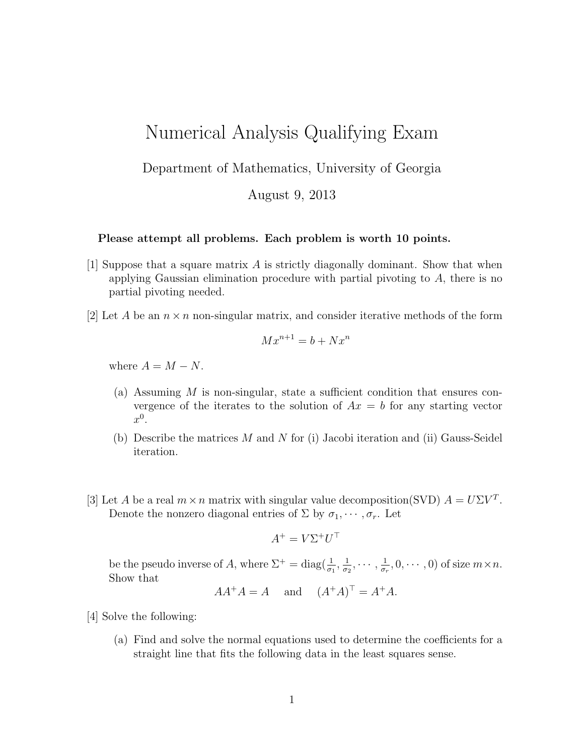# Numerical Analysis Qualifying Exam

Department of Mathematics, University of Georgia

August 9, 2013

**Please attempt all problems. Each problem is worth 10 points.**

[1] Suppose that a square matrix $A$ is strictly diagonally dominant. Show that when applying Gaussian elimination procedure with partial pivoting to $A$, there is no partial pivoting needed.

[2] Let $A$ be an $n \times n$ non-singular matrix, and consider iterative methods of the form

$$Mx^{n+1} = b + Nx^n$$

where $A = M - N$.

(a) Assuming $M$ is non-singular, state a sufficient condition that ensures convergence of the iterates to the solution of $Ax = b$ for any starting vector $x^0$.

(b) Describe the matrices $M$ and $N$ for (i) Jacobi iteration and (ii) Gauss-Seidel iteration.

[3] Let $A$ be a real $m \times n$ matrix with singular value decomposition(SVD) $A = U\Sigma V^T$. Denote the nonzero diagonal entries of $\Sigma$ by $\sigma_1, \cdots, \sigma_r$. Let

$$A^+ = V\Sigma^+ U^\top$$

be the pseudo inverse of $A$, where $\Sigma^+ = \text{diag}(\frac{1}{\sigma_1}, \frac{1}{\sigma_2}, \cdots, \frac{1}{\sigma_r}, 0, \cdots, 0)$ of size $m \times n$. Show that

$$AA^+A = A \quad \text{and} \quad (A^+A)^\top = A^+A.$$

[4] Solve the following:

(a) Find and solve the normal equations used to determine the coefficients for a straight line that fits the following data in the least squares sense.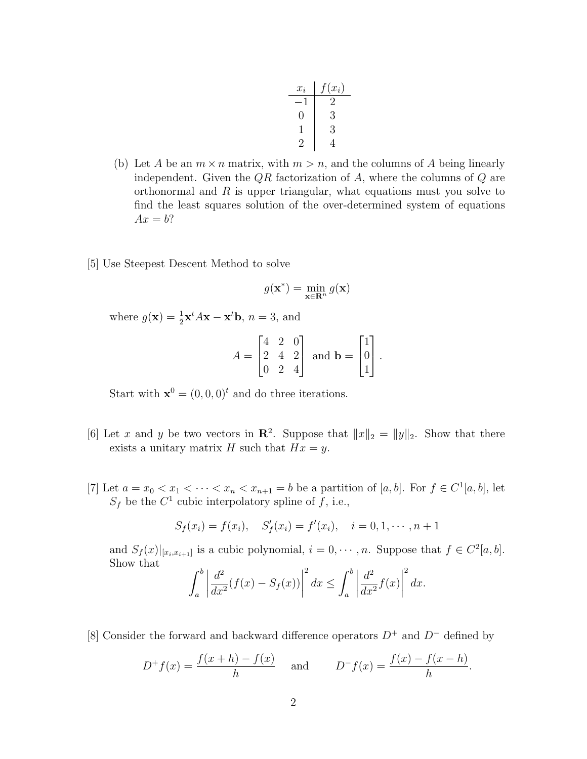| $x_i$ | $f(x_i)$ |
|---|---|
| $-1$ | 2 |
| 0 | 3 |
| 1 | 3 |
| 2 | 4 |

(b) Let $A$ be an $m \times n$ matrix, with $m > n$, and the columns of $A$ being linearly independent. Given the $QR$ factorization of $A$, where the columns of $Q$ are orthonormal and $R$ is upper triangular, what equations must you solve to find the least squares solution of the over-determined system of equations $Ax = b$?

[5] Use Steepest Descent Method to solve

$$g(\mathbf{x}^*) = \min_{\mathbf{x} \in \mathbf{R}^n} g(\mathbf{x})$$

where $g(\mathbf{x}) = \frac{1}{2}\mathbf{x}^t A \mathbf{x} - \mathbf{x}^t \mathbf{b}$, $n = 3$, and

$$A = \begin{bmatrix} 4 & 2 & 0 \\ 2 & 4 & 2 \\ 0 & 2 & 4 \end{bmatrix} \text{ and } \mathbf{b} = \begin{bmatrix} 1 \\ 0 \\ 1 \end{bmatrix}.$$

Start with $\mathbf{x}^0 = (0, 0, 0)^t$ and do three iterations.

[6] Let $x$ and $y$ be two vectors in $\mathbf{R}^2$. Suppose that $\|x\|_2 = \|y\|_2$. Show that there exists a unitary matrix $H$ such that $Hx = y$.

[7] Let $a = x_0 < x_1 < \cdots < x_n < x_{n+1} = b$ be a partition of $[a, b]$. For $f \in C^1[a, b]$, let $S_f$ be the $C^1$ cubic interpolatory spline of $f$, i.e.,

$$S_f(x_i) = f(x_i), \quad S_f'(x_i) = f'(x_i), \quad i = 0, 1, \cdots, n+1$$

and $S_f(x)|_{[x_i, x_{i+1}]}$ is a cubic polynomial, $i = 0, \cdots, n$. Suppose that $f \in C^2[a, b]$. Show that

$$\int_a^b \left| \frac{d^2}{dx^2}(f(x) - S_f(x)) \right|^2 dx \le \int_a^b \left| \frac{d^2}{dx^2} f(x) \right|^2 dx.$$

[8] Consider the forward and backward difference operators $D^+$ and $D^-$ defined by

$$D^+ f(x) = \frac{f(x+h) - f(x)}{h} \quad \text{and} \quad D^- f(x) = \frac{f(x) - f(x-h)}{h}.$$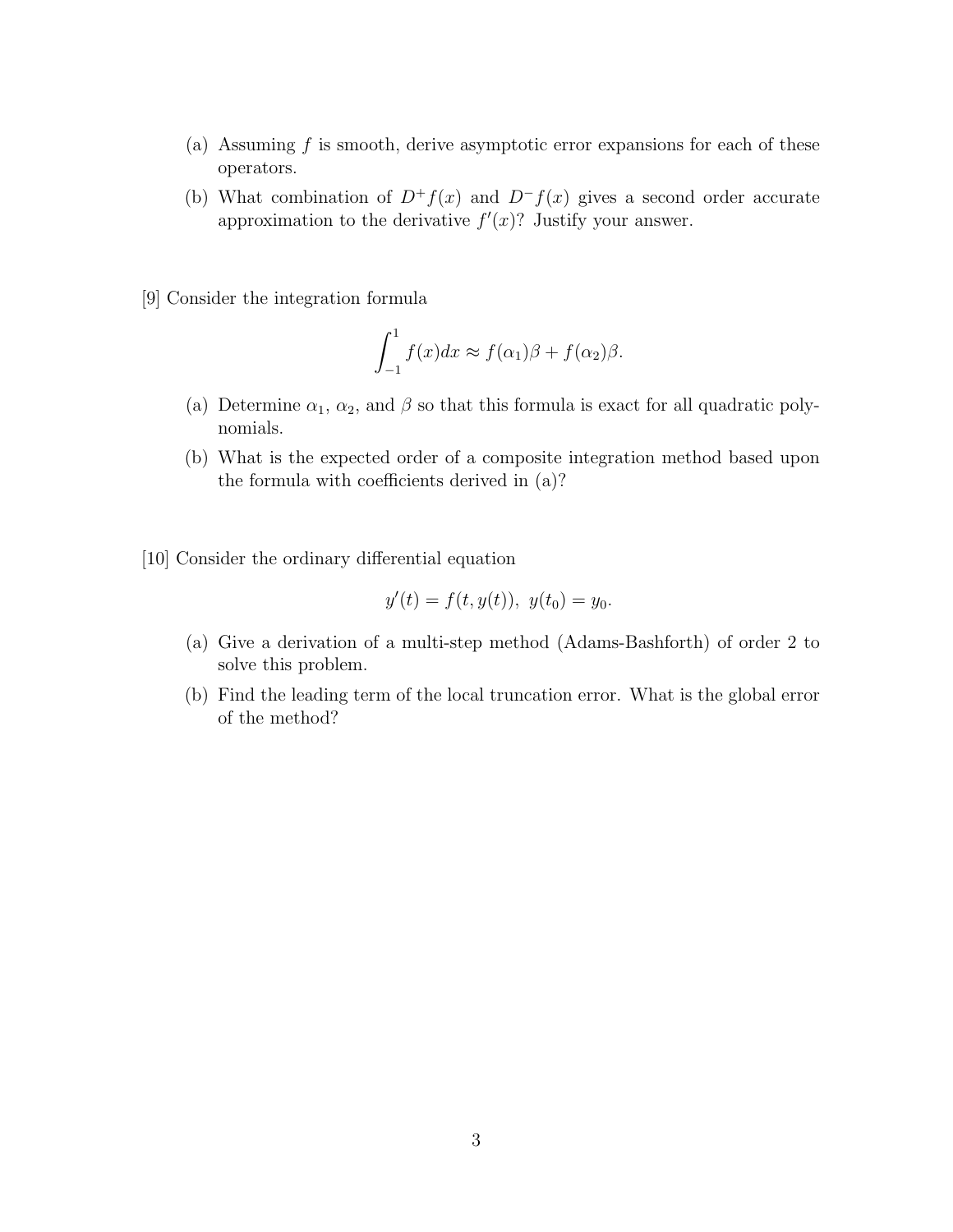(a) Assuming $f$ is smooth, derive asymptotic error expansions for each of these operators.

(b) What combination of $D^+f(x)$ and $D^-f(x)$ gives a second order accurate approximation to the derivative $f'(x)$? Justify your answer.

[9] Consider the integration formula

$$\int_{-1}^{1} f(x)dx \approx f(\alpha_1)\beta + f(\alpha_2)\beta.$$

(a) Determine $\alpha_1$, $\alpha_2$, and $\beta$ so that this formula is exact for all quadratic polynomials.

(b) What is the expected order of a composite integration method based upon the formula with coefficients derived in (a)?

[10] Consider the ordinary differential equation

$$y'(t) = f(t, y(t)), \; y(t_0) = y_0.$$

(a) Give a derivation of a multi-step method (Adams-Bashforth) of order 2 to solve this problem.

(b) Find the leading term of the local truncation error. What is the global error of the method?